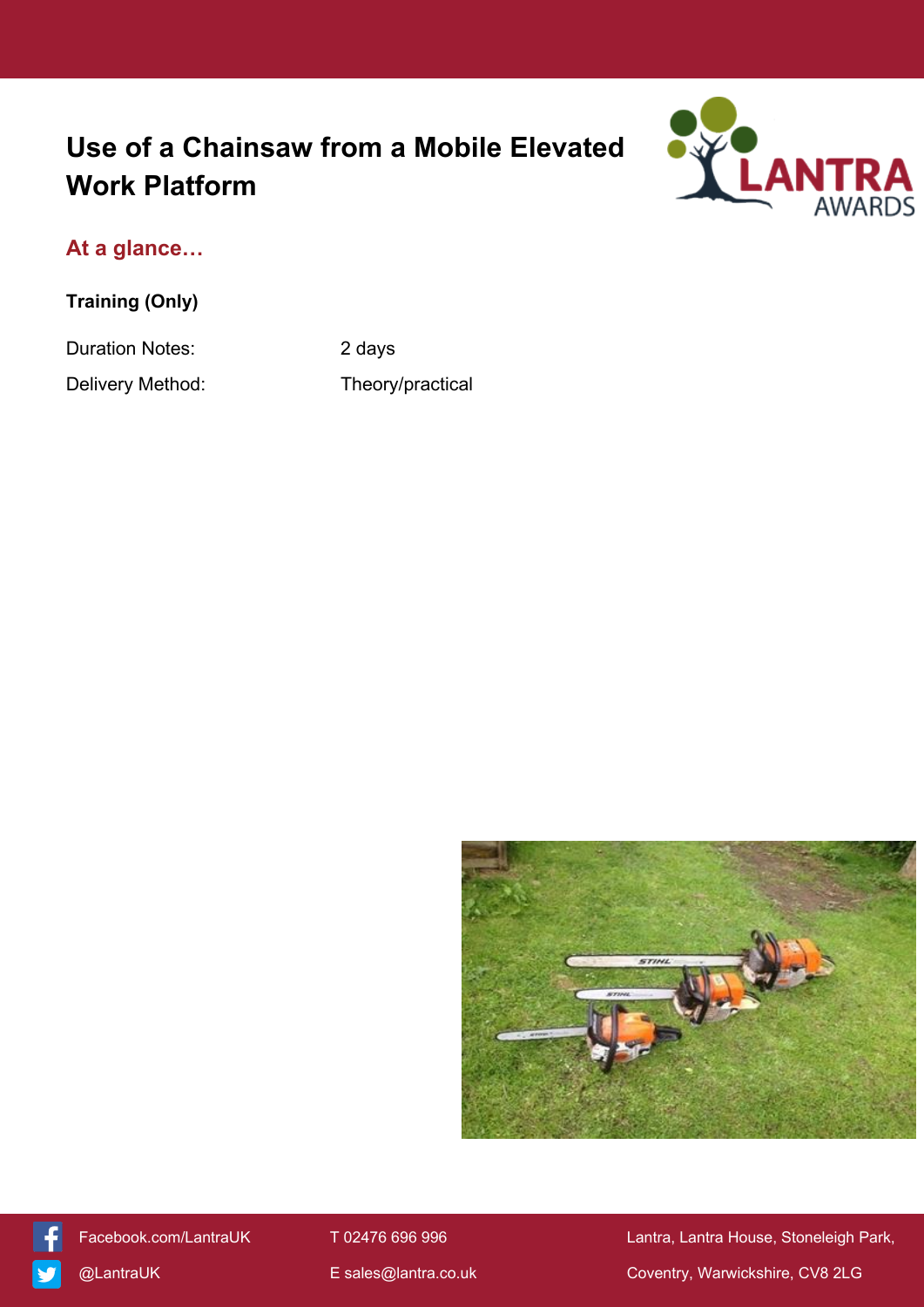# Use of a Chainsaw from a Mobile Elevated Work Platform

## At a glance…

**Training (Only)**

| | |
|---|---|
| Duration Notes: | 2 days |
| Delivery Method: | Theory/practical |

Facebook.com/LantraUK

@LantraUK

T 02476 696 996

E sales@lantra.co.uk

Lantra, Lantra House, Stoneleigh Park, Coventry, Warwickshire, CV8 2LG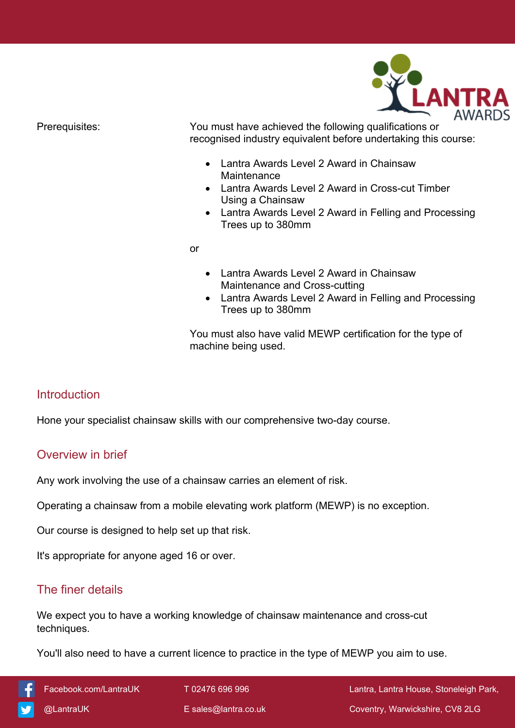Prerequisites: You must have achieved the following qualifications or recognised industry equivalent before undertaking this course:

- Lantra Awards Level 2 Award in Chainsaw Maintenance
- Lantra Awards Level 2 Award in Cross-cut Timber Using a Chainsaw
- Lantra Awards Level 2 Award in Felling and Processing Trees up to 380mm

or

- Lantra Awards Level 2 Award in Chainsaw Maintenance and Cross-cutting
- Lantra Awards Level 2 Award in Felling and Processing Trees up to 380mm

You must also have valid MEWP certification for the type of machine being used.

## Introduction

Hone your specialist chainsaw skills with our comprehensive two-day course.

## Overview in brief

Any work involving the use of a chainsaw carries an element of risk.

Operating a chainsaw from a mobile elevating work platform (MEWP) is no exception.

Our course is designed to help set up that risk.

It's appropriate for anyone aged 16 or over.

## The finer details

We expect you to have a working knowledge of chainsaw maintenance and cross-cut techniques.

You'll also need to have a current licence to practice in the type of MEWP you aim to use.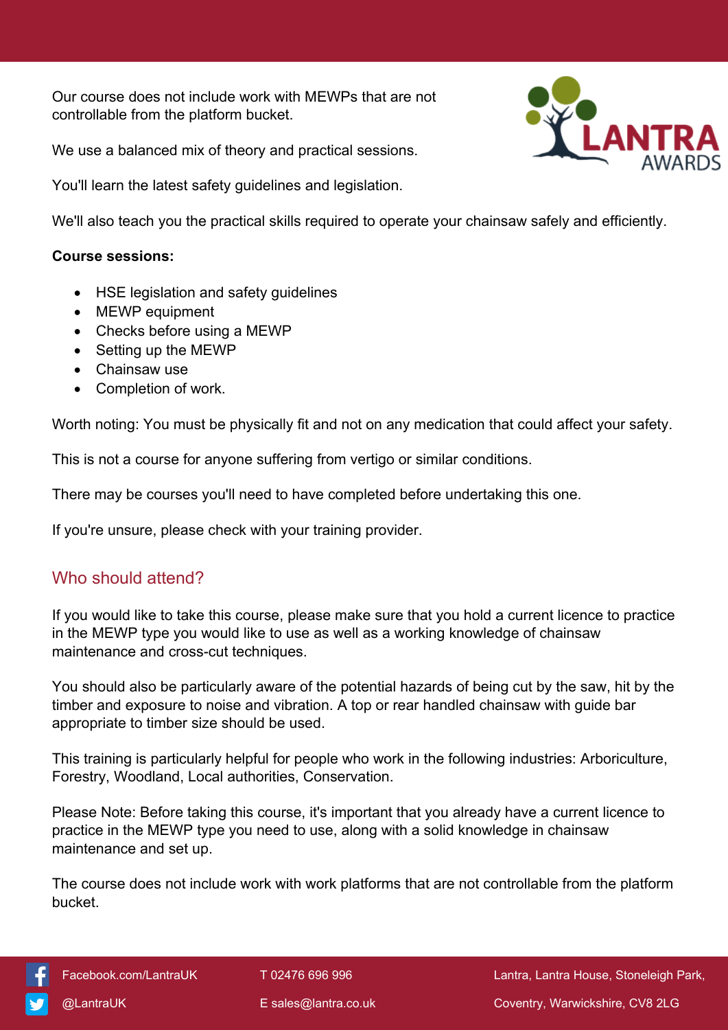Our course does not include work with MEWPs that are not controllable from the platform bucket.

We use a balanced mix of theory and practical sessions.

You'll learn the latest safety guidelines and legislation.

We'll also teach you the practical skills required to operate your chainsaw safely and efficiently.

**Course sessions:**

- HSE legislation and safety guidelines
- MEWP equipment
- Checks before using a MEWP
- Setting up the MEWP
- Chainsaw use
- Completion of work.

Worth noting: You must be physically fit and not on any medication that could affect your safety.

This is not a course for anyone suffering from vertigo or similar conditions.

There may be courses you'll need to have completed before undertaking this one.

If you're unsure, please check with your training provider.

## Who should attend?

If you would like to take this course, please make sure that you hold a current licence to practice in the MEWP type you would like to use as well as a working knowledge of chainsaw maintenance and cross-cut techniques.

You should also be particularly aware of the potential hazards of being cut by the saw, hit by the timber and exposure to noise and vibration. A top or rear handled chainsaw with guide bar appropriate to timber size should be used.

This training is particularly helpful for people who work in the following industries: Arboriculture, Forestry, Woodland, Local authorities, Conservation.

Please Note: Before taking this course, it's important that you already have a current licence to practice in the MEWP type you need to use, along with a solid knowledge in chainsaw maintenance and set up.

The course does not include work with work platforms that are not controllable from the platform bucket.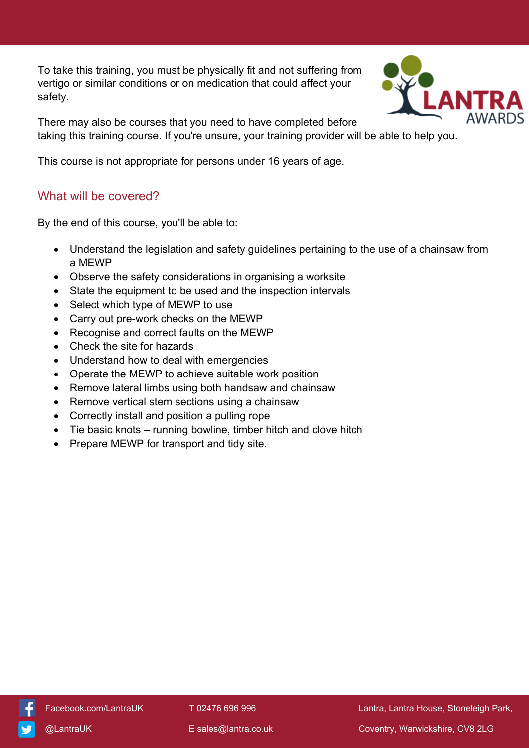To take this training, you must be physically fit and not suffering from vertigo or similar conditions or on medication that could affect your safety.

There may also be courses that you need to have completed before taking this training course. If you're unsure, your training provider will be able to help you.

This course is not appropriate for persons under 16 years of age.

## What will be covered?

By the end of this course, you'll be able to:

- Understand the legislation and safety guidelines pertaining to the use of a chainsaw from a MEWP
- Observe the safety considerations in organising a worksite
- State the equipment to be used and the inspection intervals
- Select which type of MEWP to use
- Carry out pre-work checks on the MEWP
- Recognise and correct faults on the MEWP
- Check the site for hazards
- Understand how to deal with emergencies
- Operate the MEWP to achieve suitable work position
- Remove lateral limbs using both handsaw and chainsaw
- Remove vertical stem sections using a chainsaw
- Correctly install and position a pulling rope
- Tie basic knots – running bowline, timber hitch and clove hitch
- Prepare MEWP for transport and tidy site.

Facebook.com/LantraUK
@LantraUK

T 02476 696 996
E sales@lantra.co.uk

Lantra, Lantra House, Stoneleigh Park, Coventry, Warwickshire, CV8 2LG